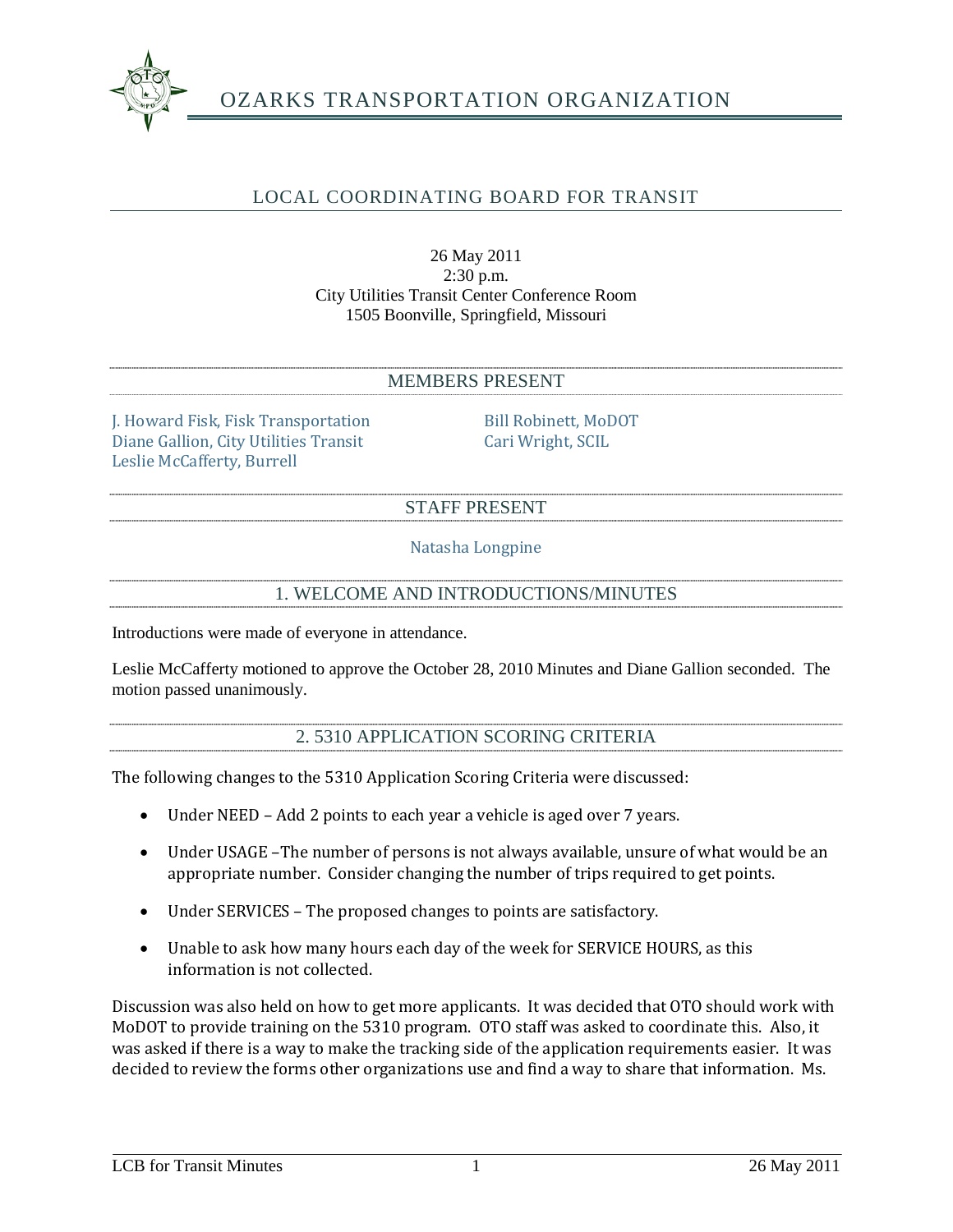# OZARKS TRANSPORTATION ORGANIZATION

## LOCAL COORDINATING BOARD FOR TRANSIT

26 May 2011
2:30 p.m.
City Utilities Transit Center Conference Room
1505 Boonville, Springfield, Missouri

### MEMBERS PRESENT

J. Howard Fisk, Fisk Transportation
Diane Gallion, City Utilities Transit
Leslie McCafferty, Burrell
Bill Robinett, MoDOT
Cari Wright, SCIL

### STAFF PRESENT

Natasha Longpine

### 1. WELCOME AND INTRODUCTIONS/MINUTES

Introductions were made of everyone in attendance.

Leslie McCafferty motioned to approve the October 28, 2010 Minutes and Diane Gallion seconded. The motion passed unanimously.

### 2. 5310 APPLICATION SCORING CRITERIA

The following changes to the 5310 Application Scoring Criteria were discussed:

- Under NEED – Add 2 points to each year a vehicle is aged over 7 years.
- Under USAGE –The number of persons is not always available, unsure of what would be an appropriate number. Consider changing the number of trips required to get points.
- Under SERVICES – The proposed changes to points are satisfactory.
- Unable to ask how many hours each day of the week for SERVICE HOURS, as this information is not collected.

Discussion was also held on how to get more applicants. It was decided that OTO should work with MoDOT to provide training on the 5310 program. OTO staff was asked to coordinate this. Also, it was asked if there is a way to make the tracking side of the application requirements easier. It was decided to review the forms other organizations use and find a way to share that information. Ms.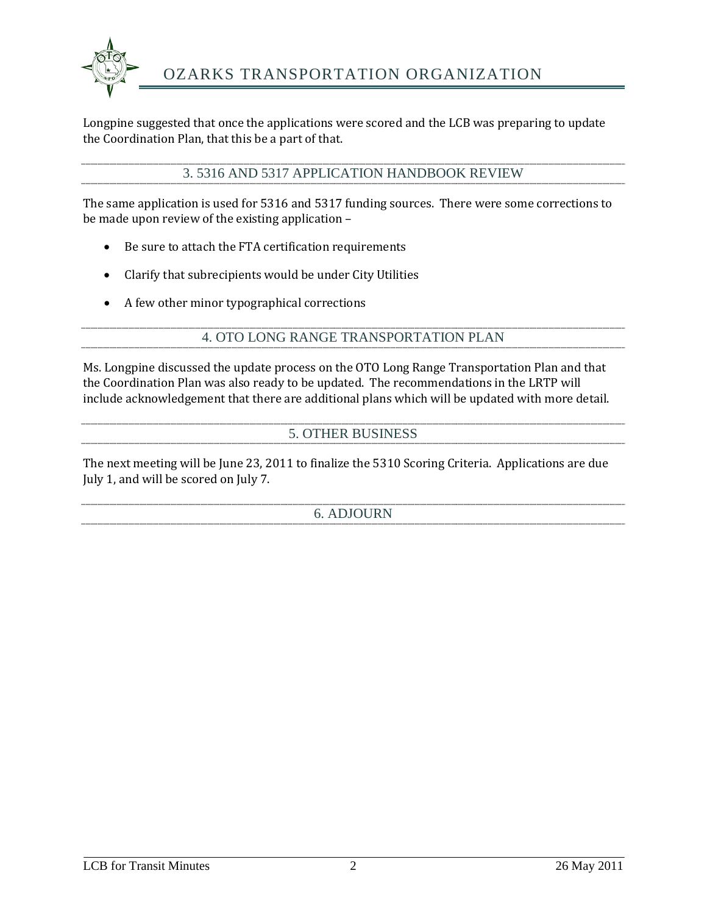Longpine suggested that once the applications were scored and the LCB was preparing to update the Coordination Plan, that this be a part of that.

## 3. 5316 AND 5317 APPLICATION HANDBOOK REVIEW

The same application is used for 5316 and 5317 funding sources. There were some corrections to be made upon review of the existing application –

- Be sure to attach the FTA certification requirements
- Clarify that subrecipients would be under City Utilities
- A few other minor typographical corrections

## 4. OTO LONG RANGE TRANSPORTATION PLAN

Ms. Longpine discussed the update process on the OTO Long Range Transportation Plan and that the Coordination Plan was also ready to be updated. The recommendations in the LRTP will include acknowledgement that there are additional plans which will be updated with more detail.

## 5. OTHER BUSINESS

The next meeting will be June 23, 2011 to finalize the 5310 Scoring Criteria. Applications are due July 1, and will be scored on July 7.

## 6. ADJOURN